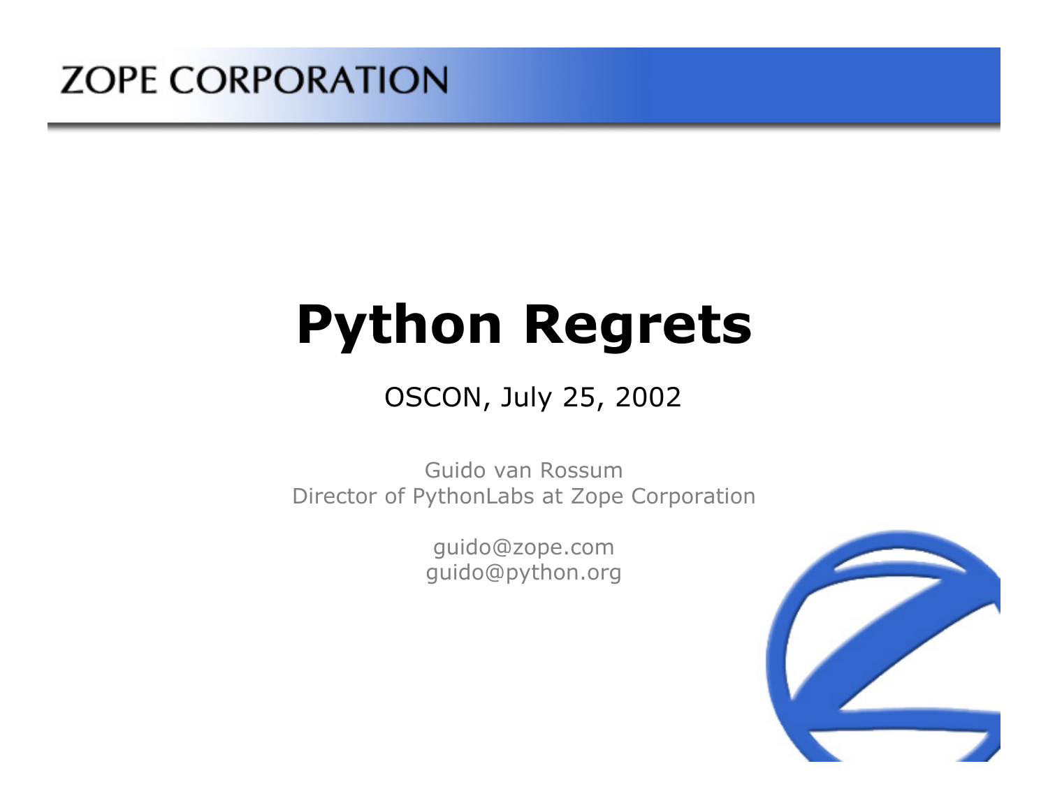ZOPE CORPORATION

# Python Regrets

OSCON, July 25, 2002

Guido van Rossum
Director of PythonLabs at Zope Corporation

guido@zope.com
guido@python.org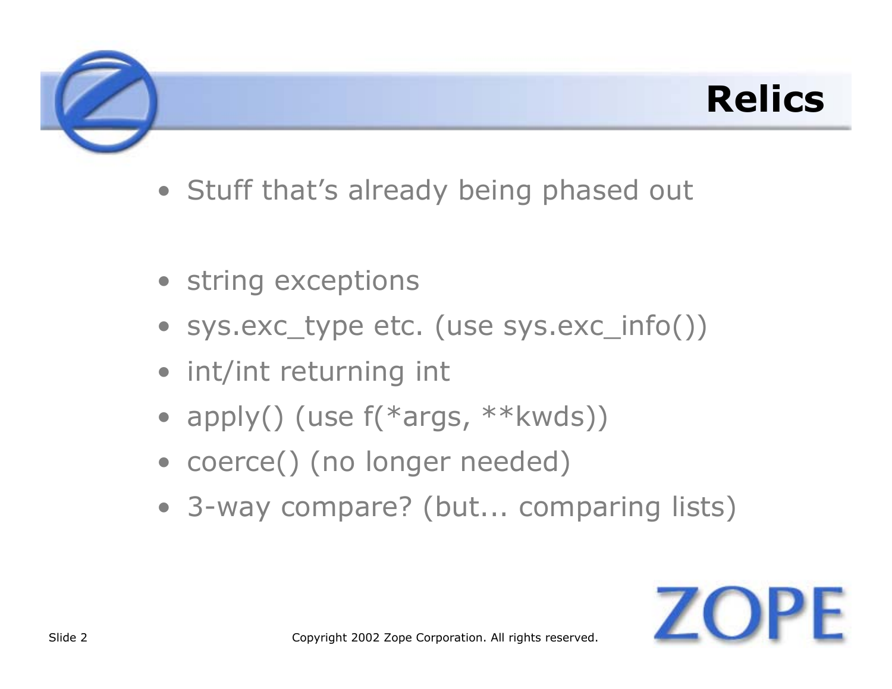# Relics

- Stuff that's already being phased out

- string exceptions
- sys.exc_type etc. (use sys.exc_info())
- int/int returning int
- apply() (use f(*args, **kwds))
- coerce() (no longer needed)
- 3-way compare? (but... comparing lists)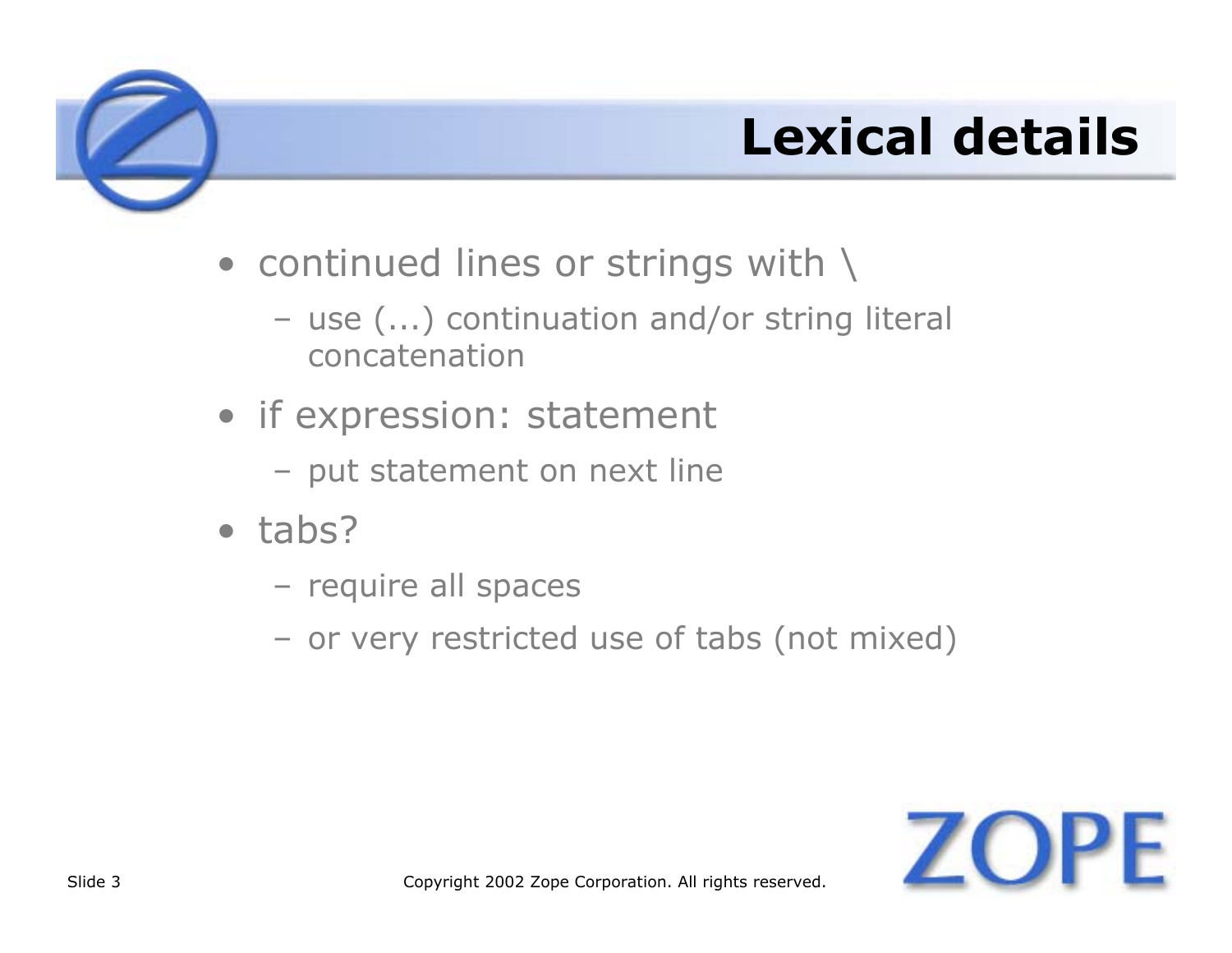# Lexical details

- continued lines or strings with \
  - use (...) continuation and/or string literal concatenation
- if expression: statement
  - put statement on next line
- tabs?
  - require all spaces
  - or very restricted use of tabs (not mixed)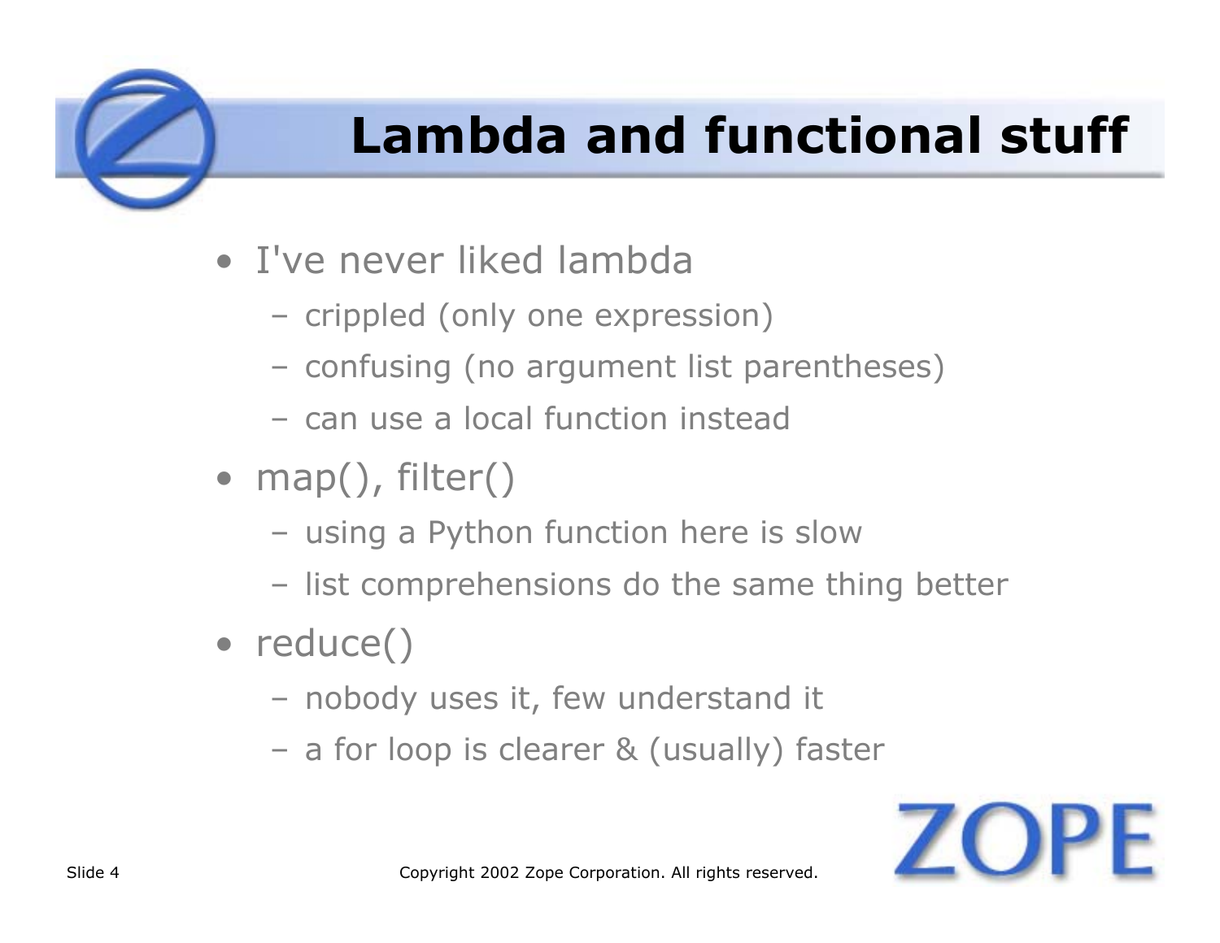# Lambda and functional stuff

- I've never liked lambda
  - crippled (only one expression)
  - confusing (no argument list parentheses)
  - can use a local function instead
- map(), filter()
  - using a Python function here is slow
  - list comprehensions do the same thing better
- reduce()
  - nobody uses it, few understand it
  - a for loop is clearer & (usually) faster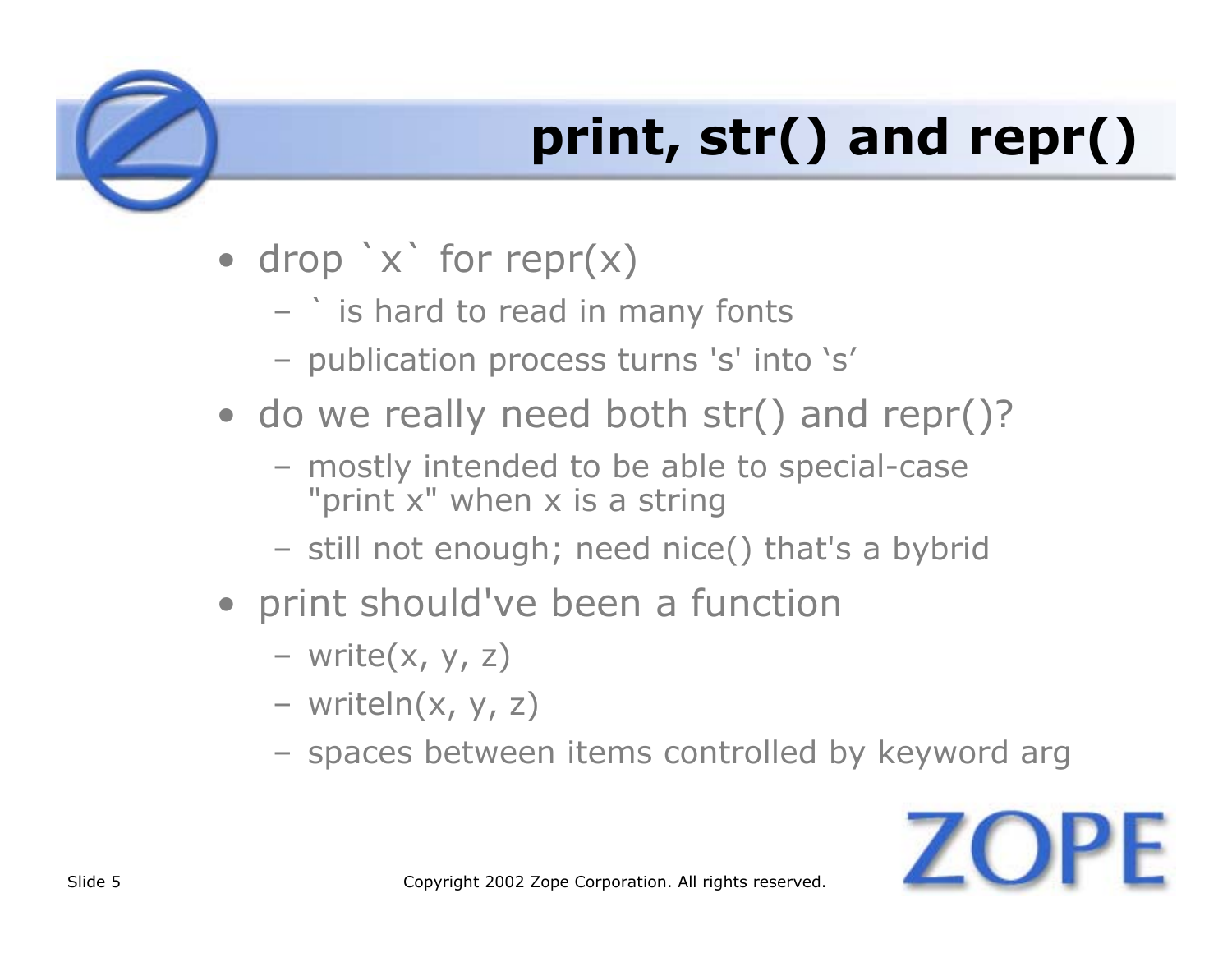# print, str() and repr()

- drop \`x\` for repr(x)
  - \` is hard to read in many fonts
  - publication process turns 's' into ‘s’
- do we really need both str() and repr()?
  - mostly intended to be able to special-case "print x" when x is a string
  - still not enough; need nice() that's a bybrid
- print should've been a function
  - write(x, y, z)
  - writeln(x, y, z)
  - spaces between items controlled by keyword arg

Copyright 2002 Zope Corporation. All rights reserved.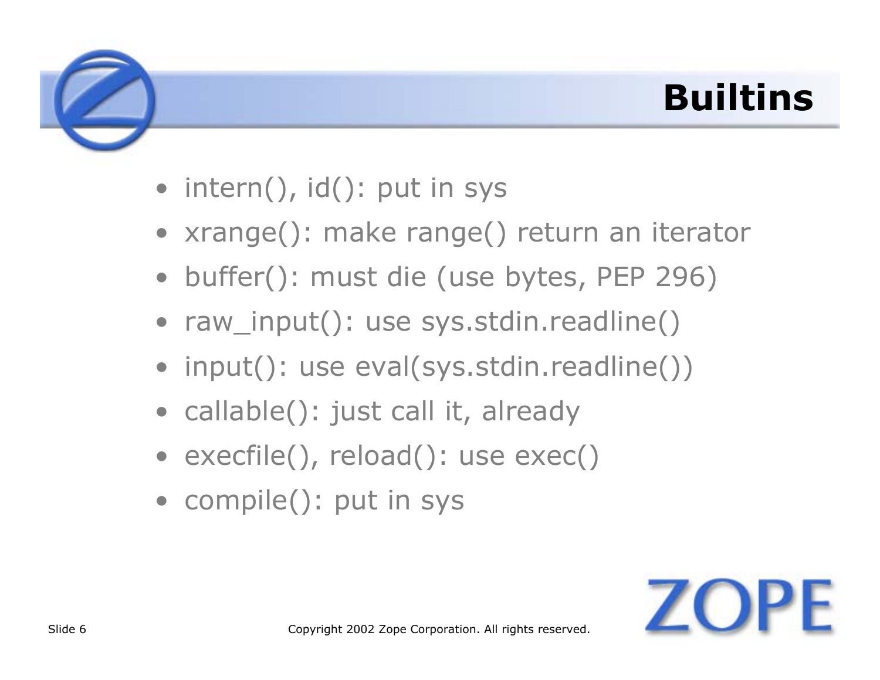# Builtins

- intern(), id(): put in sys
- xrange(): make range() return an iterator
- buffer(): must die (use bytes, PEP 296)
- raw_input(): use sys.stdin.readline()
- input(): use eval(sys.stdin.readline())
- callable(): just call it, already
- execfile(), reload(): use exec()
- compile(): put in sys

Copyright 2002 Zope Corporation. All rights reserved.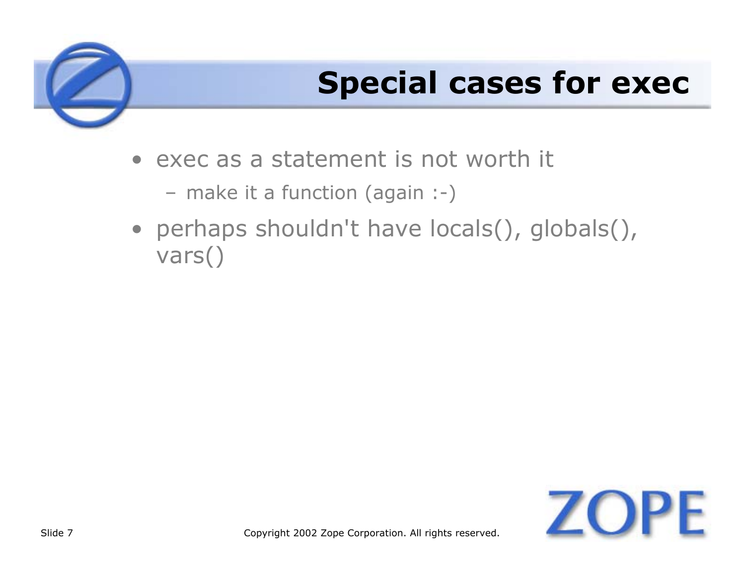# Special cases for exec

- exec as a statement is not worth it
  - make it a function (again :-)
- perhaps shouldn't have locals(), globals(), vars()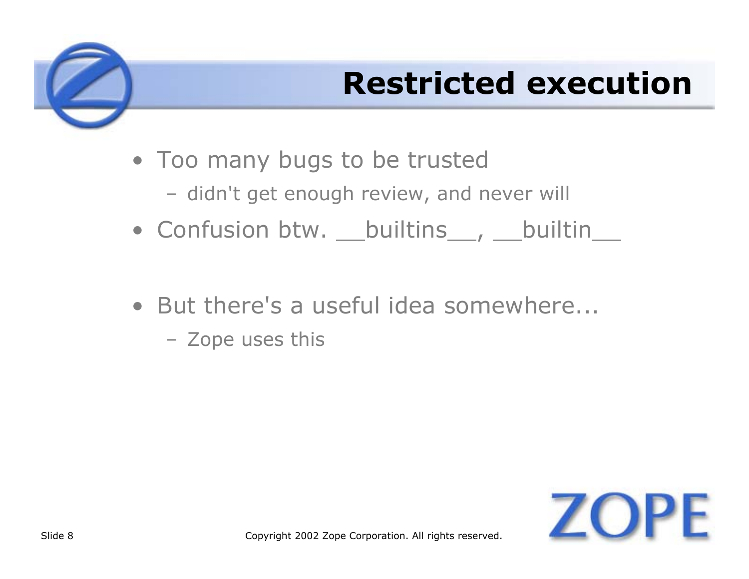# Restricted execution

- Too many bugs to be trusted
  - didn't get enough review, and never will
- Confusion btw. __builtins__, __builtin__

- But there's a useful idea somewhere...
  - Zope uses this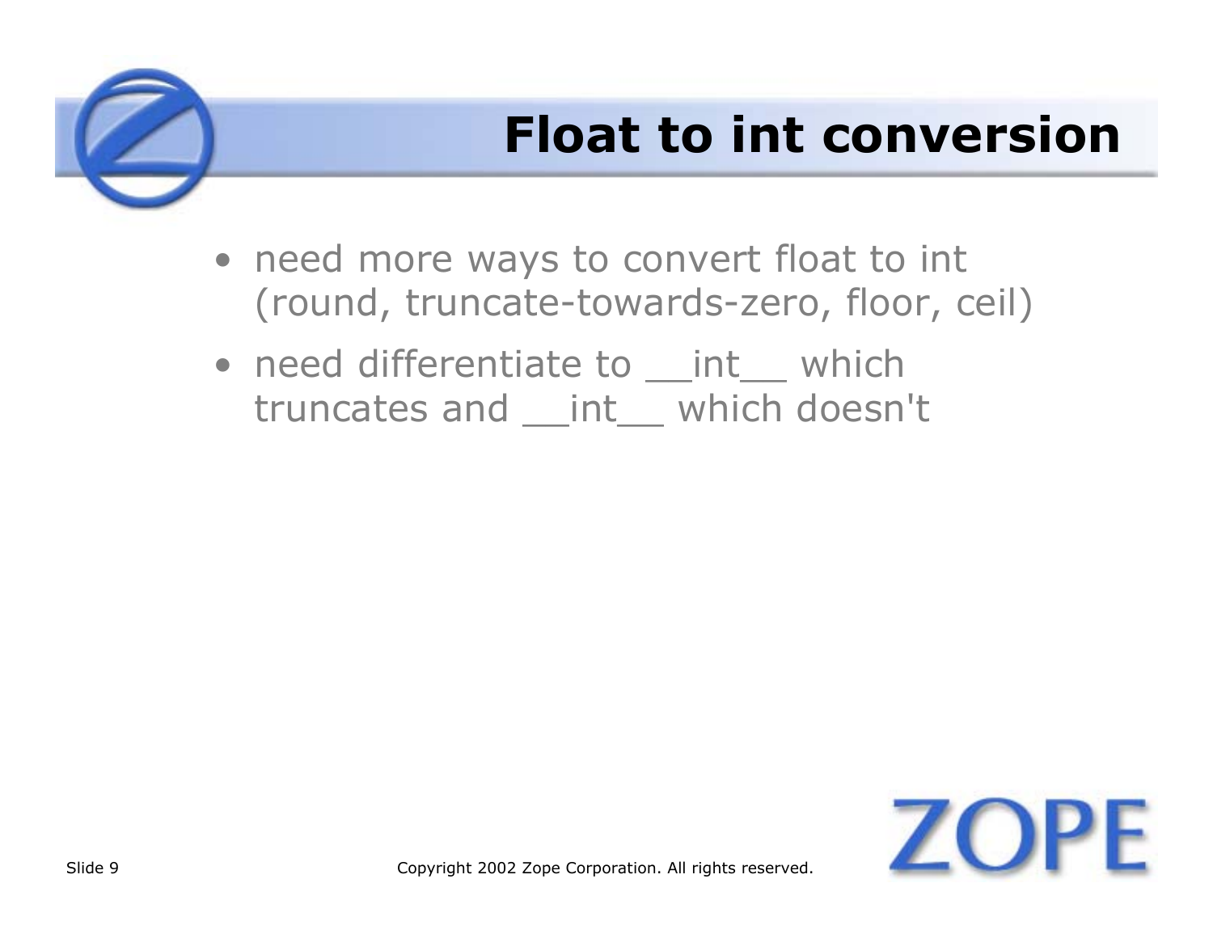# Float to int conversion

- need more ways to convert float to int (round, truncate-towards-zero, floor, ceil)
- need differentiate to __int__ which truncates and __int__ which doesn't